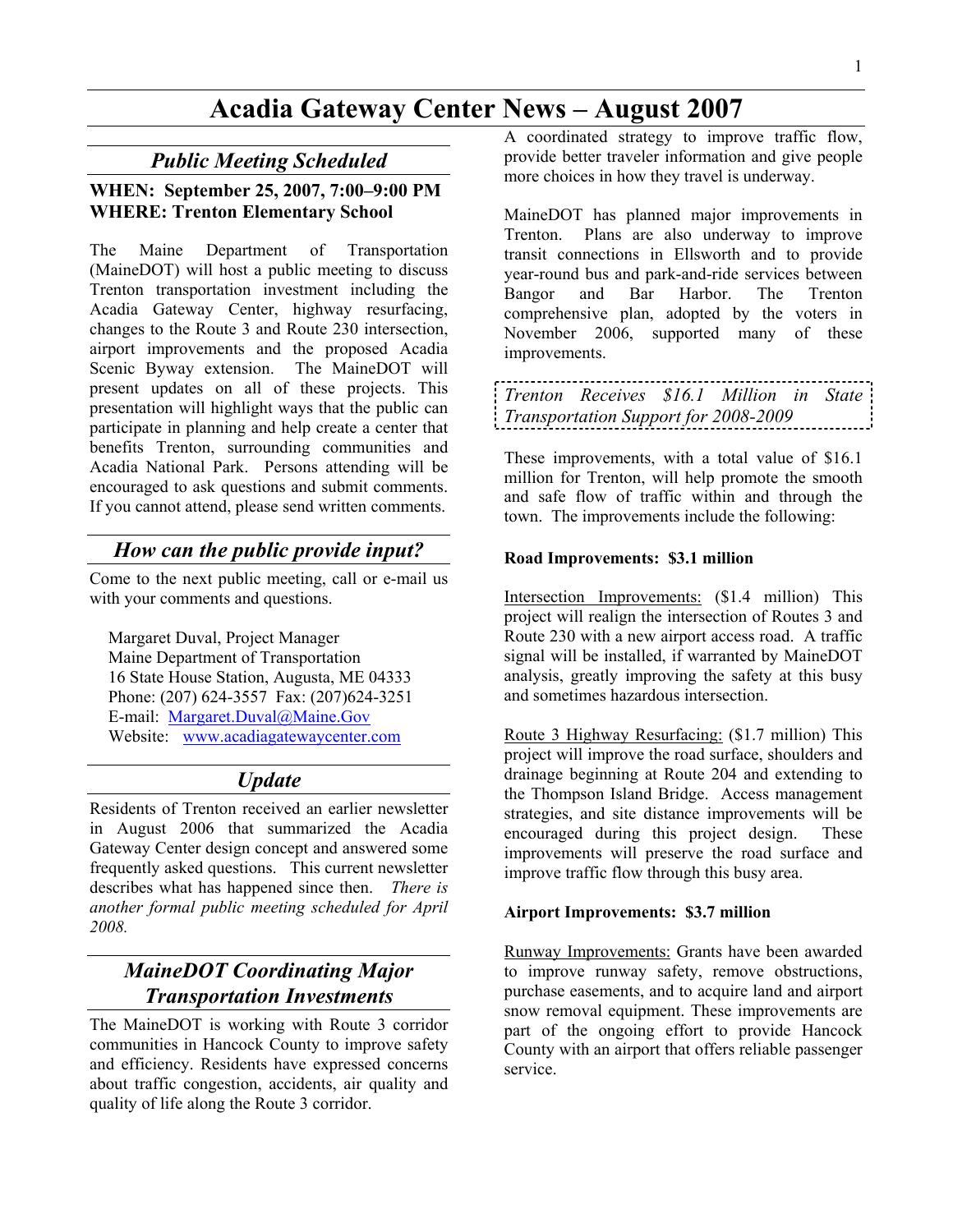# Acadia Gateway Center News – August 2007

## *Public Meeting Scheduled*

**WHEN: September 25, 2007, 7:00–9:00 PM**
**WHERE: Trenton Elementary School**

The Maine Department of Transportation (MaineDOT) will host a public meeting to discuss Trenton transportation investment including the Acadia Gateway Center, highway resurfacing, changes to the Route 3 and Route 230 intersection, airport improvements and the proposed Acadia Scenic Byway extension. The MaineDOT will present updates on all of these projects. This presentation will highlight ways that the public can participate in planning and help create a center that benefits Trenton, surrounding communities and Acadia National Park. Persons attending will be encouraged to ask questions and submit comments. If you cannot attend, please send written comments.

## *How can the public provide input?*

Come to the next public meeting, call or e-mail us with your comments and questions.

Margaret Duval, Project Manager
Maine Department of Transportation
16 State House Station, Augusta, ME 04333
Phone: (207) 624-3557 Fax: (207)624-3251
E-mail: Margaret.Duval@Maine.Gov
Website: www.acadiagatewaycenter.com

## *Update*

Residents of Trenton received an earlier newsletter in August 2006 that summarized the Acadia Gateway Center design concept and answered some frequently asked questions. This current newsletter describes what has happened since then. *There is another formal public meeting scheduled for April 2008.*

## *MaineDOT Coordinating Major Transportation Investments*

The MaineDOT is working with Route 3 corridor communities in Hancock County to improve safety and efficiency. Residents have expressed concerns about traffic congestion, accidents, air quality and quality of life along the Route 3 corridor.

A coordinated strategy to improve traffic flow, provide better traveler information and give people more choices in how they travel is underway.

MaineDOT has planned major improvements in Trenton. Plans are also underway to improve transit connections in Ellsworth and to provide year-round bus and park-and-ride services between Bangor and Bar Harbor. The Trenton comprehensive plan, adopted by the voters in November 2006, supported many of these improvements.

*Trenton Receives $16.1 Million in State Transportation Support for 2008-2009*

These improvements, with a total value of $16.1 million for Trenton, will help promote the smooth and safe flow of traffic within and through the town. The improvements include the following:

**Road Improvements: $3.1 million**

Intersection Improvements: ($1.4 million) This project will realign the intersection of Routes 3 and Route 230 with a new airport access road. A traffic signal will be installed, if warranted by MaineDOT analysis, greatly improving the safety at this busy and sometimes hazardous intersection.

Route 3 Highway Resurfacing: ($1.7 million) This project will improve the road surface, shoulders and drainage beginning at Route 204 and extending to the Thompson Island Bridge. Access management strategies, and site distance improvements will be encouraged during this project design. These improvements will preserve the road surface and improve traffic flow through this busy area.

**Airport Improvements: $3.7 million**

Runway Improvements: Grants have been awarded to improve runway safety, remove obstructions, purchase easements, and to acquire land and airport snow removal equipment. These improvements are part of the ongoing effort to provide Hancock County with an airport that offers reliable passenger service.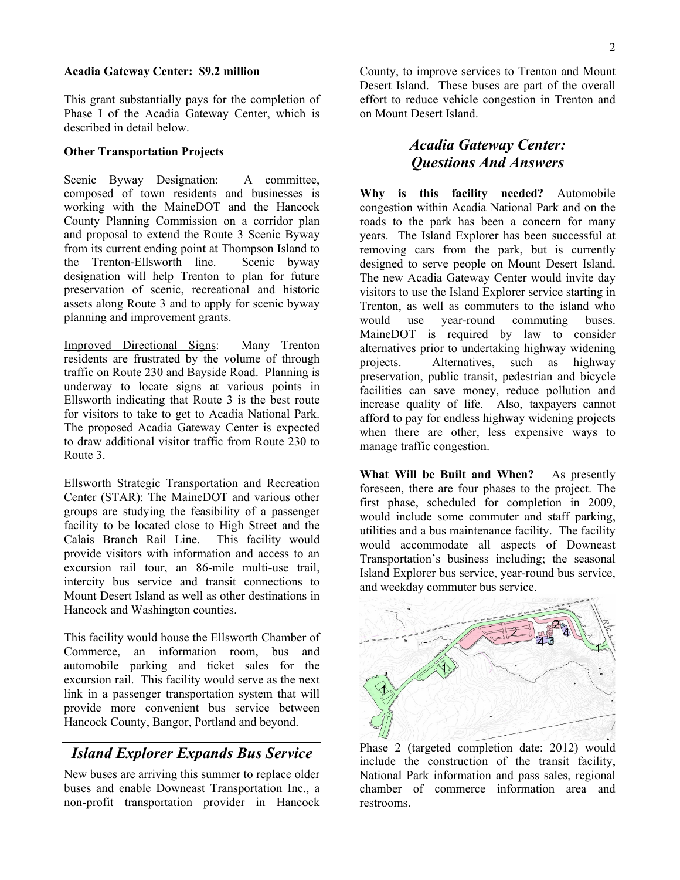**Acadia Gateway Center: $9.2 million**

This grant substantially pays for the completion of Phase I of the Acadia Gateway Center, which is described in detail below.

**Other Transportation Projects**

Scenic Byway Designation: A committee, composed of town residents and businesses is working with the MaineDOT and the Hancock County Planning Commission on a corridor plan and proposal to extend the Route 3 Scenic Byway from its current ending point at Thompson Island to the Trenton-Ellsworth line. Scenic byway designation will help Trenton to plan for future preservation of scenic, recreational and historic assets along Route 3 and to apply for scenic byway planning and improvement grants.

Improved Directional Signs: Many Trenton residents are frustrated by the volume of through traffic on Route 230 and Bayside Road. Planning is underway to locate signs at various points in Ellsworth indicating that Route 3 is the best route for visitors to take to get to Acadia National Park. The proposed Acadia Gateway Center is expected to draw additional visitor traffic from Route 230 to Route 3.

Ellsworth Strategic Transportation and Recreation Center (STAR): The MaineDOT and various other groups are studying the feasibility of a passenger facility to be located close to High Street and the Calais Branch Rail Line. This facility would provide visitors with information and access to an excursion rail tour, an 86-mile multi-use trail, intercity bus service and transit connections to Mount Desert Island as well as other destinations in Hancock and Washington counties.

This facility would house the Ellsworth Chamber of Commerce, an information room, bus and automobile parking and ticket sales for the excursion rail. This facility would serve as the next link in a passenger transportation system that will provide more convenient bus service between Hancock County, Bangor, Portland and beyond.

## *Island Explorer Expands Bus Service*

New buses are arriving this summer to replace older buses and enable Downeast Transportation Inc., a non-profit transportation provider in Hancock County, to improve services to Trenton and Mount Desert Island. These buses are part of the overall effort to reduce vehicle congestion in Trenton and on Mount Desert Island.

## *Acadia Gateway Center: Questions And Answers*

**Why is this facility needed?** Automobile congestion within Acadia National Park and on the roads to the park has been a concern for many years. The Island Explorer has been successful at removing cars from the park, but is currently designed to serve people on Mount Desert Island. The new Acadia Gateway Center would invite day visitors to use the Island Explorer service starting in Trenton, as well as commuters to the island who would use year-round commuting buses. MaineDOT is required by law to consider alternatives prior to undertaking highway widening projects. Alternatives, such as highway preservation, public transit, pedestrian and bicycle facilities can save money, reduce pollution and increase quality of life. Also, taxpayers cannot afford to pay for endless highway widening projects when there are other, less expensive ways to manage traffic congestion.

**What Will be Built and When?** As presently foreseen, there are four phases to the project. The first phase, scheduled for completion in 2009, would include some commuter and staff parking, utilities and a bus maintenance facility. The facility would accommodate all aspects of Downeast Transportation's business including; the seasonal Island Explorer bus service, year-round bus service, and weekday commuter bus service.

Phase 2 (targeted completion date: 2012) would include the construction of the transit facility, National Park information and pass sales, regional chamber of commerce information area and restrooms.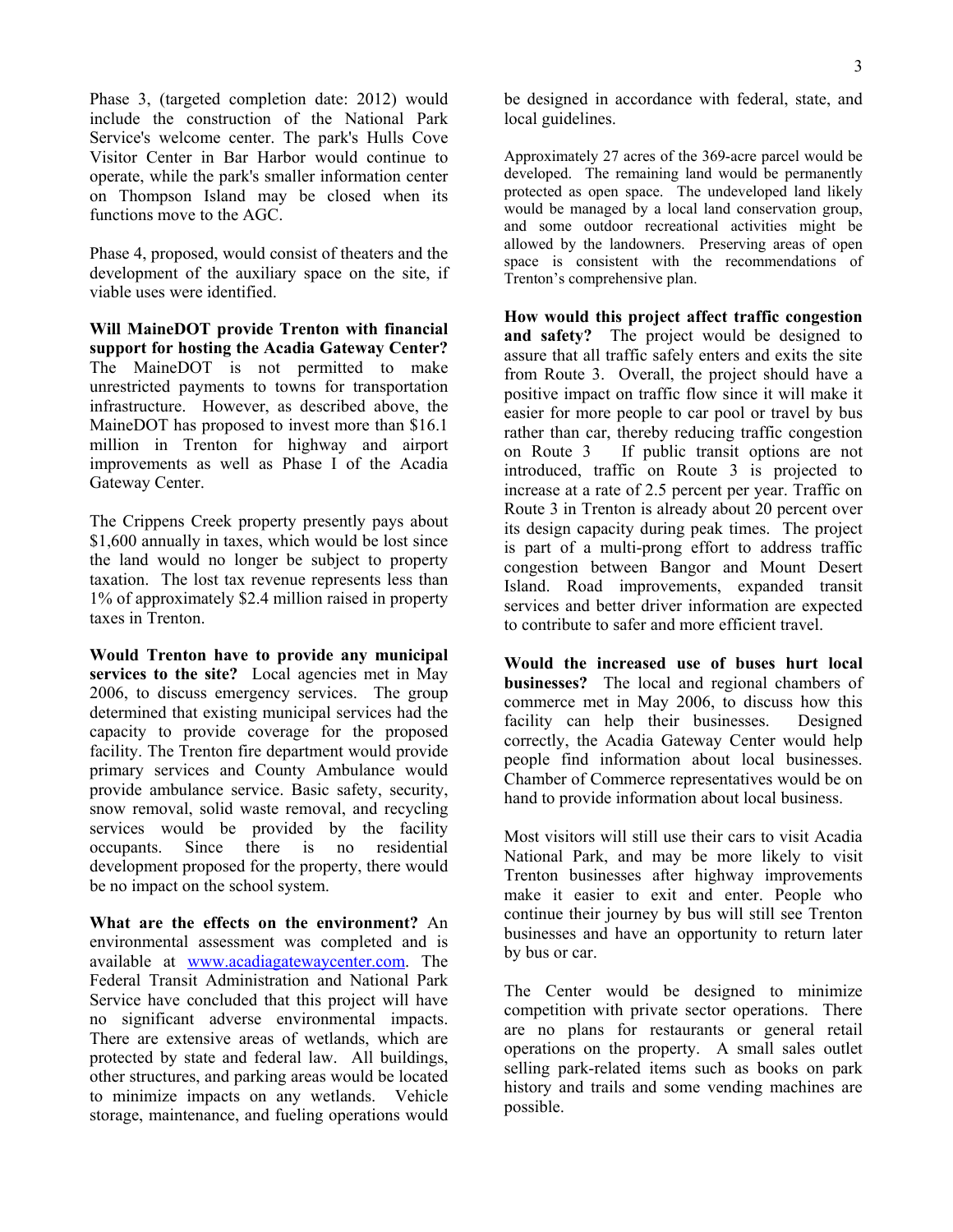Phase 3, (targeted completion date: 2012) would include the construction of the National Park Service's welcome center. The park's Hulls Cove Visitor Center in Bar Harbor would continue to operate, while the park's smaller information center on Thompson Island may be closed when its functions move to the AGC.

Phase 4, proposed, would consist of theaters and the development of the auxiliary space on the site, if viable uses were identified.

**Will MaineDOT provide Trenton with financial support for hosting the Acadia Gateway Center?** The MaineDOT is not permitted to make unrestricted payments to towns for transportation infrastructure. However, as described above, the MaineDOT has proposed to invest more than $16.1 million in Trenton for highway and airport improvements as well as Phase I of the Acadia Gateway Center.

The Crippens Creek property presently pays about $1,600 annually in taxes, which would be lost since the land would no longer be subject to property taxation. The lost tax revenue represents less than 1% of approximately $2.4 million raised in property taxes in Trenton.

**Would Trenton have to provide any municipal services to the site?** Local agencies met in May 2006, to discuss emergency services. The group determined that existing municipal services had the capacity to provide coverage for the proposed facility. The Trenton fire department would provide primary services and County Ambulance would provide ambulance service. Basic safety, security, snow removal, solid waste removal, and recycling services would be provided by the facility occupants. Since there is no residential development proposed for the property, there would be no impact on the school system.

**What are the effects on the environment?** An environmental assessment was completed and is available at www.acadiagatewaycenter.com. The Federal Transit Administration and National Park Service have concluded that this project will have no significant adverse environmental impacts. There are extensive areas of wetlands, which are protected by state and federal law. All buildings, other structures, and parking areas would be located to minimize impacts on any wetlands. Vehicle storage, maintenance, and fueling operations would be designed in accordance with federal, state, and local guidelines.

Approximately 27 acres of the 369-acre parcel would be developed. The remaining land would be permanently protected as open space. The undeveloped land likely would be managed by a local land conservation group, and some outdoor recreational activities might be allowed by the landowners. Preserving areas of open space is consistent with the recommendations of Trenton's comprehensive plan.

**How would this project affect traffic congestion and safety?** The project would be designed to assure that all traffic safely enters and exits the site from Route 3. Overall, the project should have a positive impact on traffic flow since it will make it easier for more people to car pool or travel by bus rather than car, thereby reducing traffic congestion on Route 3 If public transit options are not introduced, traffic on Route 3 is projected to increase at a rate of 2.5 percent per year. Traffic on Route 3 in Trenton is already about 20 percent over its design capacity during peak times. The project is part of a multi-prong effort to address traffic congestion between Bangor and Mount Desert Island. Road improvements, expanded transit services and better driver information are expected to contribute to safer and more efficient travel.

**Would the increased use of buses hurt local businesses?** The local and regional chambers of commerce met in May 2006, to discuss how this facility can help their businesses. Designed correctly, the Acadia Gateway Center would help people find information about local businesses. Chamber of Commerce representatives would be on hand to provide information about local business.

Most visitors will still use their cars to visit Acadia National Park, and may be more likely to visit Trenton businesses after highway improvements make it easier to exit and enter. People who continue their journey by bus will still see Trenton businesses and have an opportunity to return later by bus or car.

The Center would be designed to minimize competition with private sector operations. There are no plans for restaurants or general retail operations on the property. A small sales outlet selling park-related items such as books on park history and trails and some vending machines are possible.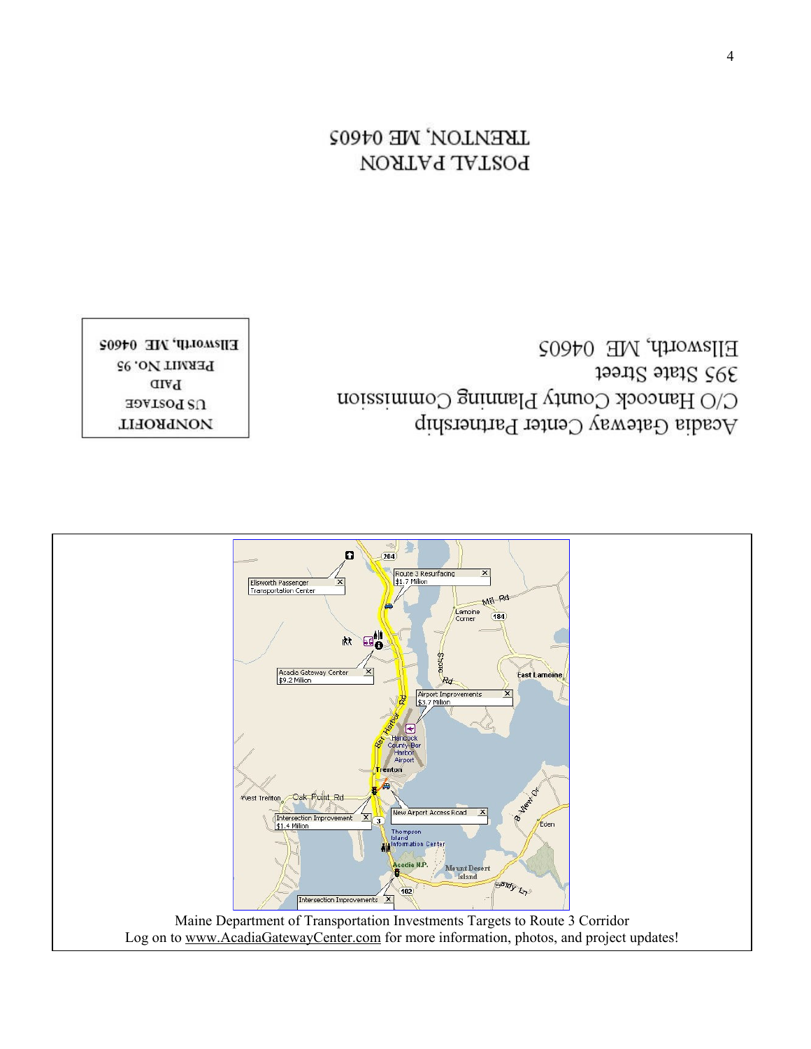POSTAL PATRON
TRENTON, ME 04605

Acadia Gateway Center Partnership
C/O Hancock County Planning Commission
395 State Street
Ellsworth, ME 04605

NONPROFIT
US POSTAGE
PAID
PERMIT NO. 95
Ellsworth, ME 04605

Ellsworth Passenger Transportation Center

Route 3 Resurfacing
$1.7 Million

Acadia Gateway Center
$9.2 Million

Airport Improvements
$3.7 Million

New Airport Access Road

Intersection Improvement
$1.4 Million

Intersection Improvements

Maine Department of Transportation Investments Targets to Route 3 Corridor
Log on to www.AcadiaGatewayCenter.com for more information, photos, and project updates!